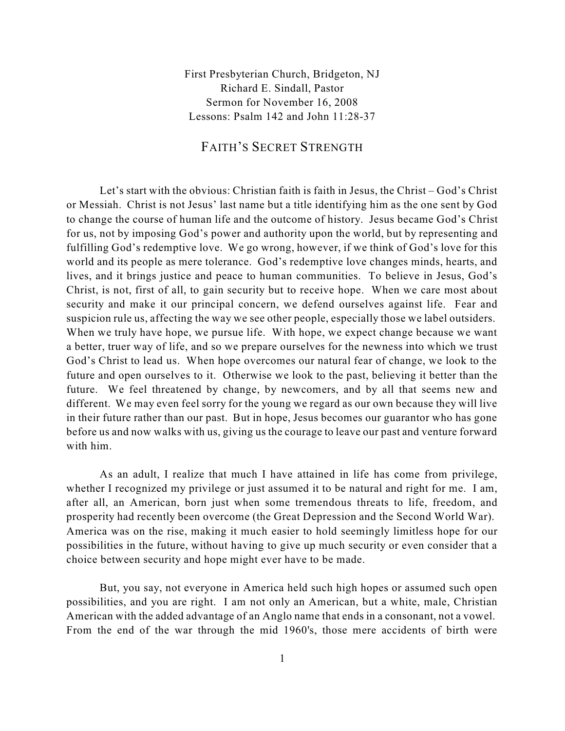First Presbyterian Church, Bridgeton, NJ
Richard E. Sindall, Pastor
Sermon for November 16, 2008
Lessons: Psalm 142 and John 11:28-37

# FAITH'S SECRET STRENGTH

Let's start with the obvious: Christian faith is faith in Jesus, the Christ – God's Christ or Messiah. Christ is not Jesus' last name but a title identifying him as the one sent by God to change the course of human life and the outcome of history. Jesus became God's Christ for us, not by imposing God's power and authority upon the world, but by representing and fulfilling God's redemptive love. We go wrong, however, if we think of God's love for this world and its people as mere tolerance. God's redemptive love changes minds, hearts, and lives, and it brings justice and peace to human communities. To believe in Jesus, God's Christ, is not, first of all, to gain security but to receive hope. When we care most about security and make it our principal concern, we defend ourselves against life. Fear and suspicion rule us, affecting the way we see other people, especially those we label outsiders. When we truly have hope, we pursue life. With hope, we expect change because we want a better, truer way of life, and so we prepare ourselves for the newness into which we trust God's Christ to lead us. When hope overcomes our natural fear of change, we look to the future and open ourselves to it. Otherwise we look to the past, believing it better than the future. We feel threatened by change, by newcomers, and by all that seems new and different. We may even feel sorry for the young we regard as our own because they will live in their future rather than our past. But in hope, Jesus becomes our guarantor who has gone before us and now walks with us, giving us the courage to leave our past and venture forward with him.

As an adult, I realize that much I have attained in life has come from privilege, whether I recognized my privilege or just assumed it to be natural and right for me. I am, after all, an American, born just when some tremendous threats to life, freedom, and prosperity had recently been overcome (the Great Depression and the Second World War). America was on the rise, making it much easier to hold seemingly limitless hope for our possibilities in the future, without having to give up much security or even consider that a choice between security and hope might ever have to be made.

But, you say, not everyone in America held such high hopes or assumed such open possibilities, and you are right. I am not only an American, but a white, male, Christian American with the added advantage of an Anglo name that ends in a consonant, not a vowel. From the end of the war through the mid 1960's, those mere accidents of birth were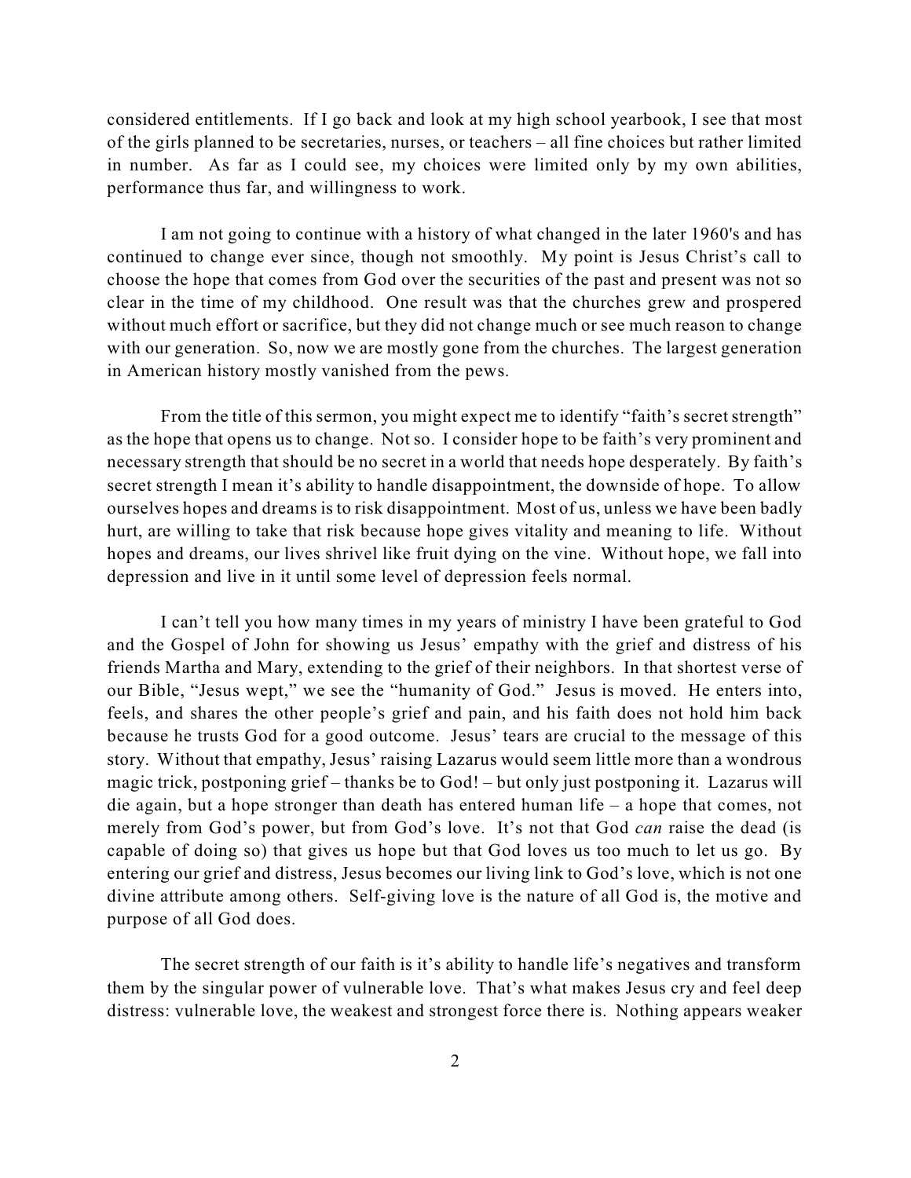considered entitlements. If I go back and look at my high school yearbook, I see that most of the girls planned to be secretaries, nurses, or teachers – all fine choices but rather limited in number. As far as I could see, my choices were limited only by my own abilities, performance thus far, and willingness to work.

I am not going to continue with a history of what changed in the later 1960's and has continued to change ever since, though not smoothly. My point is Jesus Christ's call to choose the hope that comes from God over the securities of the past and present was not so clear in the time of my childhood. One result was that the churches grew and prospered without much effort or sacrifice, but they did not change much or see much reason to change with our generation. So, now we are mostly gone from the churches. The largest generation in American history mostly vanished from the pews.

From the title of this sermon, you might expect me to identify "faith's secret strength" as the hope that opens us to change. Not so. I consider hope to be faith's very prominent and necessary strength that should be no secret in a world that needs hope desperately. By faith's secret strength I mean it's ability to handle disappointment, the downside of hope. To allow ourselves hopes and dreams is to risk disappointment. Most of us, unless we have been badly hurt, are willing to take that risk because hope gives vitality and meaning to life. Without hopes and dreams, our lives shrivel like fruit dying on the vine. Without hope, we fall into depression and live in it until some level of depression feels normal.

I can't tell you how many times in my years of ministry I have been grateful to God and the Gospel of John for showing us Jesus' empathy with the grief and distress of his friends Martha and Mary, extending to the grief of their neighbors. In that shortest verse of our Bible, "Jesus wept," we see the "humanity of God." Jesus is moved. He enters into, feels, and shares the other people's grief and pain, and his faith does not hold him back because he trusts God for a good outcome. Jesus' tears are crucial to the message of this story. Without that empathy, Jesus' raising Lazarus would seem little more than a wondrous magic trick, postponing grief – thanks be to God! – but only just postponing it. Lazarus will die again, but a hope stronger than death has entered human life – a hope that comes, not merely from God's power, but from God's love. It's not that God *can* raise the dead (is capable of doing so) that gives us hope but that God loves us too much to let us go. By entering our grief and distress, Jesus becomes our living link to God's love, which is not one divine attribute among others. Self-giving love is the nature of all God is, the motive and purpose of all God does.

The secret strength of our faith is it's ability to handle life's negatives and transform them by the singular power of vulnerable love. That's what makes Jesus cry and feel deep distress: vulnerable love, the weakest and strongest force there is. Nothing appears weaker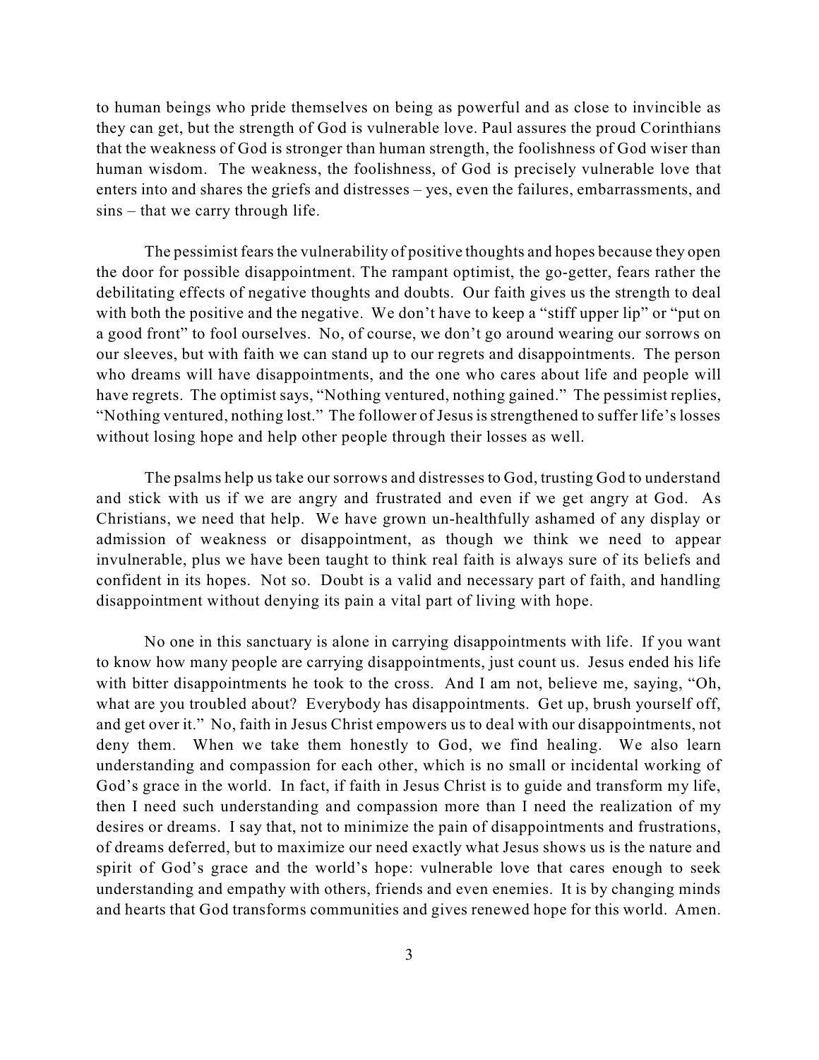to human beings who pride themselves on being as powerful and as close to invincible as they can get, but the strength of God is vulnerable love. Paul assures the proud Corinthians that the weakness of God is stronger than human strength, the foolishness of God wiser than human wisdom. The weakness, the foolishness, of God is precisely vulnerable love that enters into and shares the griefs and distresses – yes, even the failures, embarrassments, and sins – that we carry through life.

The pessimist fears the vulnerability of positive thoughts and hopes because they open the door for possible disappointment. The rampant optimist, the go-getter, fears rather the debilitating effects of negative thoughts and doubts. Our faith gives us the strength to deal with both the positive and the negative. We don't have to keep a "stiff upper lip" or "put on a good front" to fool ourselves. No, of course, we don't go around wearing our sorrows on our sleeves, but with faith we can stand up to our regrets and disappointments. The person who dreams will have disappointments, and the one who cares about life and people will have regrets. The optimist says, "Nothing ventured, nothing gained." The pessimist replies, "Nothing ventured, nothing lost." The follower of Jesus is strengthened to suffer life's losses without losing hope and help other people through their losses as well.

The psalms help us take our sorrows and distresses to God, trusting God to understand and stick with us if we are angry and frustrated and even if we get angry at God. As Christians, we need that help. We have grown un-healthfully ashamed of any display or admission of weakness or disappointment, as though we think we need to appear invulnerable, plus we have been taught to think real faith is always sure of its beliefs and confident in its hopes. Not so. Doubt is a valid and necessary part of faith, and handling disappointment without denying its pain a vital part of living with hope.

No one in this sanctuary is alone in carrying disappointments with life. If you want to know how many people are carrying disappointments, just count us. Jesus ended his life with bitter disappointments he took to the cross. And I am not, believe me, saying, "Oh, what are you troubled about? Everybody has disappointments. Get up, brush yourself off, and get over it." No, faith in Jesus Christ empowers us to deal with our disappointments, not deny them. When we take them honestly to God, we find healing. We also learn understanding and compassion for each other, which is no small or incidental working of God's grace in the world. In fact, if faith in Jesus Christ is to guide and transform my life, then I need such understanding and compassion more than I need the realization of my desires or dreams. I say that, not to minimize the pain of disappointments and frustrations, of dreams deferred, but to maximize our need exactly what Jesus shows us is the nature and spirit of God's grace and the world's hope: vulnerable love that cares enough to seek understanding and empathy with others, friends and even enemies. It is by changing minds and hearts that God transforms communities and gives renewed hope for this world. Amen.